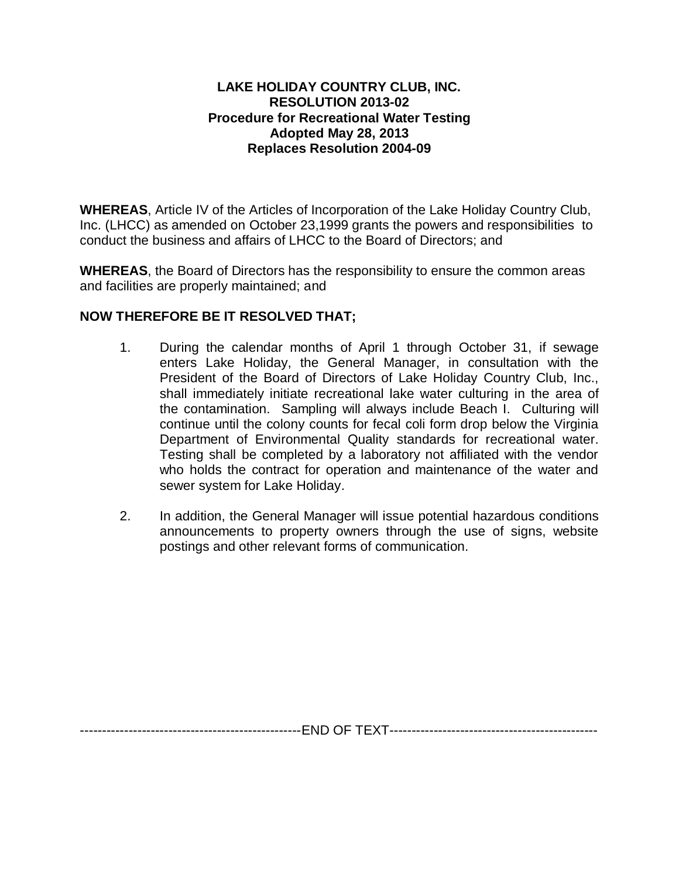**LAKE HOLIDAY COUNTRY CLUB, INC.**
**RESOLUTION 2013-02**
**Procedure for Recreational Water Testing**
**Adopted May 28, 2013**
**Replaces Resolution 2004-09**

**WHEREAS**, Article IV of the Articles of Incorporation of the Lake Holiday Country Club, Inc. (LHCC) as amended on October 23,1999 grants the powers and responsibilities to conduct the business and affairs of LHCC to the Board of Directors; and

**WHEREAS**, the Board of Directors has the responsibility to ensure the common areas and facilities are properly maintained; and

**NOW THEREFORE BE IT RESOLVED THAT;**

1. During the calendar months of April 1 through October 31, if sewage enters Lake Holiday, the General Manager, in consultation with the President of the Board of Directors of Lake Holiday Country Club, Inc., shall immediately initiate recreational lake water culturing in the area of the contamination. Sampling will always include Beach I. Culturing will continue until the colony counts for fecal coli form drop below the Virginia Department of Environmental Quality standards for recreational water. Testing shall be completed by a laboratory not affiliated with the vendor who holds the contract for operation and maintenance of the water and sewer system for Lake Holiday.

2. In addition, the General Manager will issue potential hazardous conditions announcements to property owners through the use of signs, website postings and other relevant forms of communication.

-------------------------------------------------END OF TEXT----------------------------------------------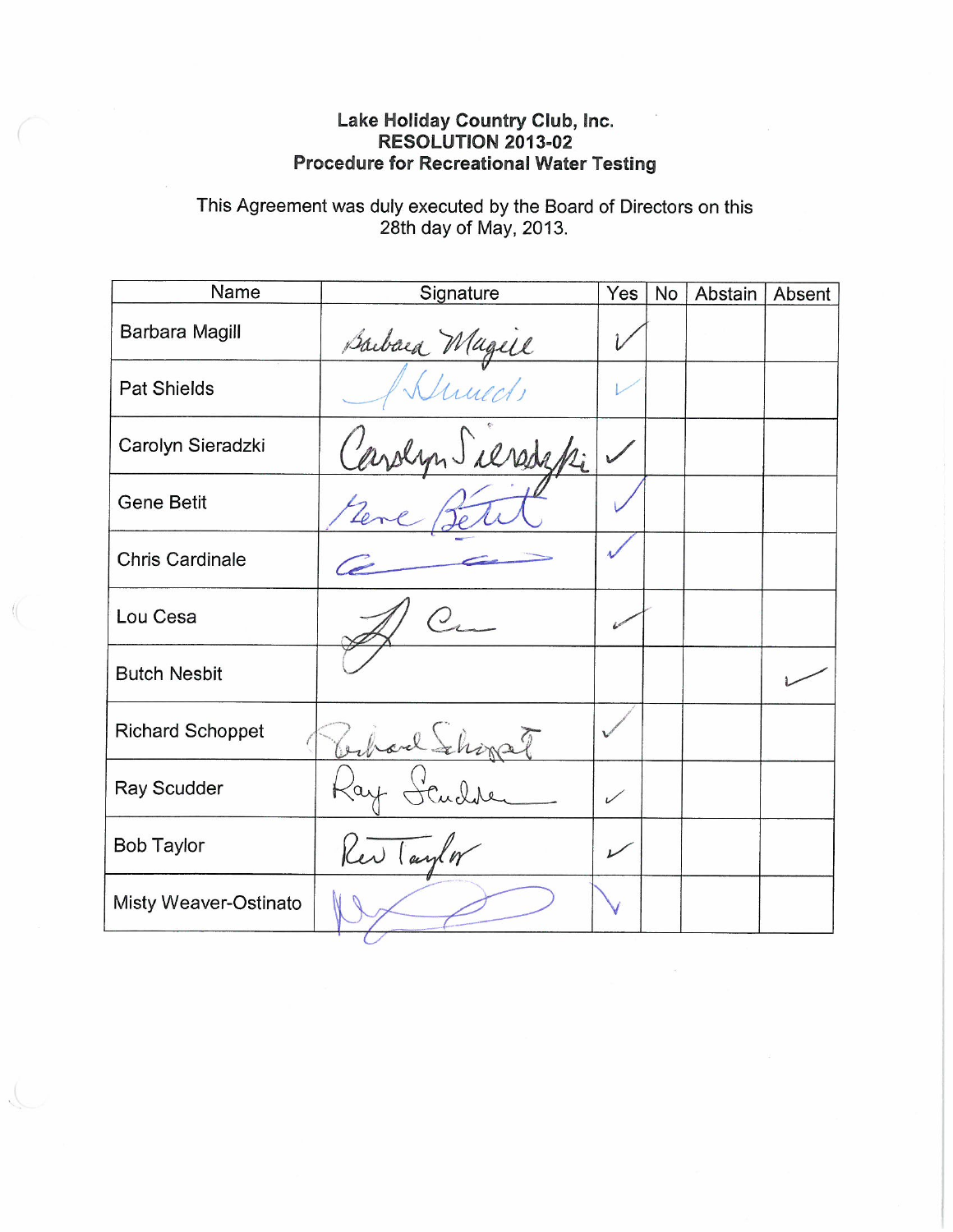**Lake Holiday Country Club, Inc.**
**RESOLUTION 2013-02**
**Procedure for Recreational Water Testing**

This Agreement was duly executed by the Board of Directors on this 28th day of May, 2013.

| Name | Signature | Yes | No | Abstain | Absent |
|---|---|---|---|---|---|
| Barbara Magill | Barbara Magill | ✓ | | | |
| Pat Shields | P Shields | ✓ | | | |
| Carolyn Sieradzki | Carolyn Sieradzki | ✓ | | | |
| Gene Betit | Gene Betit | ✓ | | | |
| Chris Cardinale | C. | ✓ | | | |
| Lou Cesa | L. Ce | ✓ | | | |
| Butch Nesbit | | | | | ✓ |
| Richard Schoppet | Richard Schoppet | ✓ | | | |
| Ray Scudder | Ray Scudder | ✓ | | | |
| Bob Taylor | Rev Taylor | ✓ | | | |
| Misty Weaver-Ostinato | MWO | ✓ | | | |